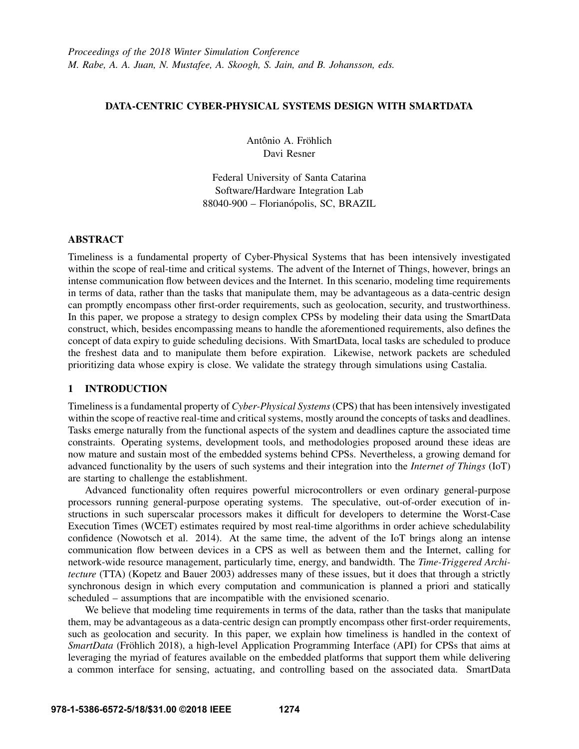*Proceedings of the 2018 Winter Simulation Conference*
*M. Rabe, A. A. Juan, N. Mustafee, A. Skoogh, S. Jain, and B. Johansson, eds.*

# DATA-CENTRIC CYBER-PHYSICAL SYSTEMS DESIGN WITH SMARTDATA

Antônio A. Fröhlich
Davi Resner

Federal University of Santa Catarina
Software/Hardware Integration Lab
88040-900 – Florianópolis, SC, BRAZIL

## ABSTRACT

Timeliness is a fundamental property of Cyber-Physical Systems that has been intensively investigated within the scope of real-time and critical systems. The advent of the Internet of Things, however, brings an intense communication flow between devices and the Internet. In this scenario, modeling time requirements in terms of data, rather than the tasks that manipulate them, may be advantageous as a data-centric design can promptly encompass other first-order requirements, such as geolocation, security, and trustworthiness. In this paper, we propose a strategy to design complex CPSs by modeling their data using the SmartData construct, which, besides encompassing means to handle the aforementioned requirements, also defines the concept of data expiry to guide scheduling decisions. With SmartData, local tasks are scheduled to produce the freshest data and to manipulate them before expiration. Likewise, network packets are scheduled prioritizing data whose expiry is close. We validate the strategy through simulations using Castalia.

## 1 INTRODUCTION

Timeliness is a fundamental property of *Cyber-Physical Systems* (CPS) that has been intensively investigated within the scope of reactive real-time and critical systems, mostly around the concepts of tasks and deadlines. Tasks emerge naturally from the functional aspects of the system and deadlines capture the associated time constraints. Operating systems, development tools, and methodologies proposed around these ideas are now mature and sustain most of the embedded systems behind CPSs. Nevertheless, a growing demand for advanced functionality by the users of such systems and their integration into the *Internet of Things* (IoT) are starting to challenge the establishment.

Advanced functionality often requires powerful microcontrollers or even ordinary general-purpose processors running general-purpose operating systems. The speculative, out-of-order execution of instructions in such superscalar processors makes it difficult for developers to determine the Worst-Case Execution Times (WCET) estimates required by most real-time algorithms in order achieve schedulability confidence (Nowotsch et al. 2014). At the same time, the advent of the IoT brings along an intense communication flow between devices in a CPS as well as between them and the Internet, calling for network-wide resource management, particularly time, energy, and bandwidth. The *Time-Triggered Architecture* (TTA) (Kopetz and Bauer 2003) addresses many of these issues, but it does that through a strictly synchronous design in which every computation and communication is planned a priori and statically scheduled – assumptions that are incompatible with the envisioned scenario.

We believe that modeling time requirements in terms of the data, rather than the tasks that manipulate them, may be advantageous as a data-centric design can promptly encompass other first-order requirements, such as geolocation and security. In this paper, we explain how timeliness is handled in the context of *SmartData* (Fröhlich 2018), a high-level Application Programming Interface (API) for CPSs that aims at leveraging the myriad of features available on the embedded platforms that support them while delivering a common interface for sensing, actuating, and controlling based on the associated data. SmartData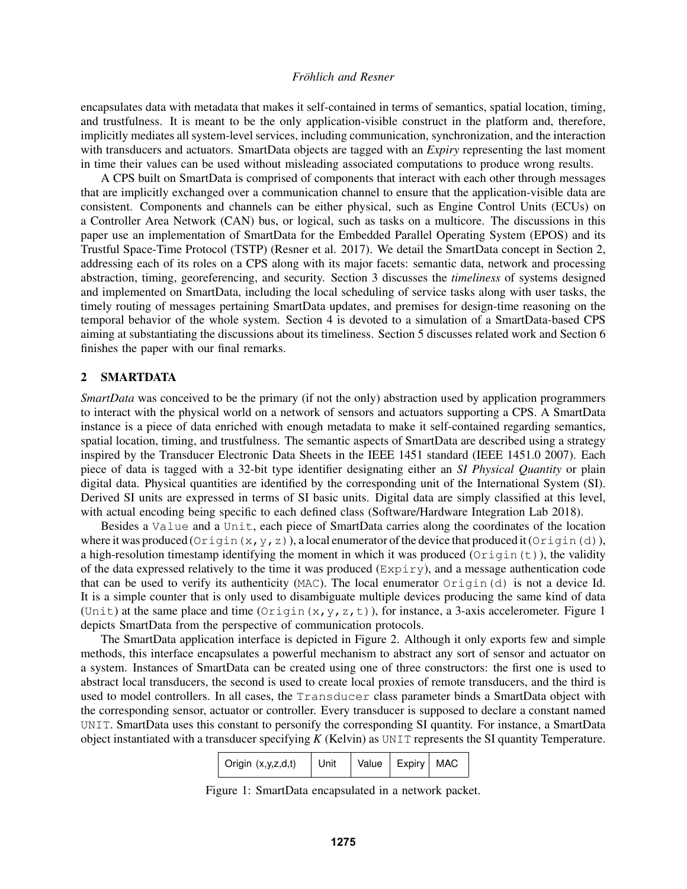encapsulates data with metadata that makes it self-contained in terms of semantics, spatial location, timing, and trustfulness. It is meant to be the only application-visible construct in the platform and, therefore, implicitly mediates all system-level services, including communication, synchronization, and the interaction with transducers and actuators. SmartData objects are tagged with an *Expiry* representing the last moment in time their values can be used without misleading associated computations to produce wrong results.

A CPS built on SmartData is comprised of components that interact with each other through messages that are implicitly exchanged over a communication channel to ensure that the application-visible data are consistent. Components and channels can be either physical, such as Engine Control Units (ECUs) on a Controller Area Network (CAN) bus, or logical, such as tasks on a multicore. The discussions in this paper use an implementation of SmartData for the Embedded Parallel Operating System (EPOS) and its Trustful Space-Time Protocol (TSTP) (Resner et al. 2017). We detail the SmartData concept in Section 2, addressing each of its roles on a CPS along with its major facets: semantic data, network and processing abstraction, timing, georeferencing, and security. Section 3 discusses the *timeliness* of systems designed and implemented on SmartData, including the local scheduling of service tasks along with user tasks, the timely routing of messages pertaining SmartData updates, and premises for design-time reasoning on the temporal behavior of the whole system. Section 4 is devoted to a simulation of a SmartData-based CPS aiming at substantiating the discussions about its timeliness. Section 5 discusses related work and Section 6 finishes the paper with our final remarks.

## 2 SMARTDATA

*SmartData* was conceived to be the primary (if not the only) abstraction used by application programmers to interact with the physical world on a network of sensors and actuators supporting a CPS. A SmartData instance is a piece of data enriched with enough metadata to make it self-contained regarding semantics, spatial location, timing, and trustfulness. The semantic aspects of SmartData are described using a strategy inspired by the Transducer Electronic Data Sheets in the IEEE 1451 standard (IEEE 1451.0 2007). Each piece of data is tagged with a 32-bit type identifier designating either an *SI Physical Quantity* or plain digital data. Physical quantities are identified by the corresponding unit of the International System (SI). Derived SI units are expressed in terms of SI basic units. Digital data are simply classified at this level, with actual encoding being specific to each defined class (Software/Hardware Integration Lab 2018).

Besides a `Value` and a `Unit`, each piece of SmartData carries along the coordinates of the location where it was produced (`Origin(x,y,z)`), a local enumerator of the device that produced it (`Origin(d)`), a high-resolution timestamp identifying the moment in which it was produced (`Origin(t)`), the validity of the data expressed relatively to the time it was produced (`Expiry`), and a message authentication code that can be used to verify its authenticity (`MAC`). The local enumerator `Origin(d)` is not a device Id. It is a simple counter that is only used to disambiguate multiple devices producing the same kind of data (`Unit`) at the same place and time (`Origin(x,y,z,t)`), for instance, a 3-axis accelerometer. Figure 1 depicts SmartData from the perspective of communication protocols.

The SmartData application interface is depicted in Figure 2. Although it only exports few and simple methods, this interface encapsulates a powerful mechanism to abstract any sort of sensor and actuator on a system. Instances of SmartData can be created using one of three constructors: the first one is used to abstract local transducers, the second is used to create local proxies of remote transducers, and the third is used to model controllers. In all cases, the `Transducer` class parameter binds a SmartData object with the corresponding sensor, actuator or controller. Every transducer is supposed to declare a constant named `UNIT`. SmartData uses this constant to personify the corresponding SI quantity. For instance, a SmartData object instantiated with a transducer specifying *K* (Kelvin) as `UNIT` represents the SI quantity Temperature.

| Origin (x,y,z,d,t) | Unit | Value | Expiry | MAC |
|---|---|---|---|---|

Figure 1: SmartData encapsulated in a network packet.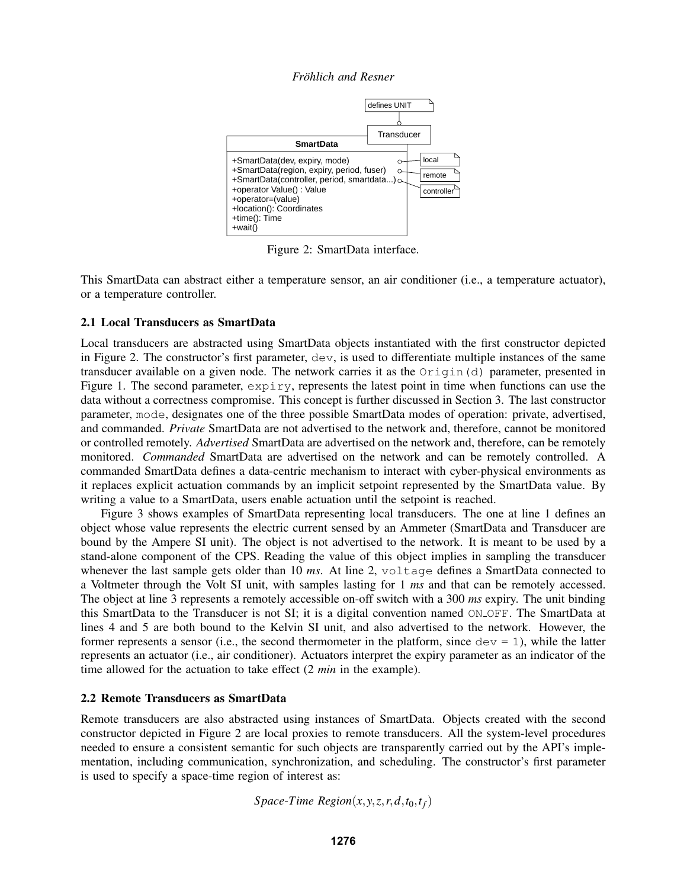Figure 2: SmartData interface.

This SmartData can abstract either a temperature sensor, an air conditioner (i.e., a temperature actuator), or a temperature controller.

### 2.1 Local Transducers as SmartData

Local transducers are abstracted using SmartData objects instantiated with the first constructor depicted in Figure 2. The constructor's first parameter, `dev`, is used to differentiate multiple instances of the same transducer available on a given node. The network carries it as the `Origin(d)` parameter, presented in Figure 1. The second parameter, `expiry`, represents the latest point in time when functions can use the data without a correctness compromise. This concept is further discussed in Section 3. The last constructor parameter, `mode`, designates one of the three possible SmartData modes of operation: private, advertised, and commanded. *Private* SmartData are not advertised to the network and, therefore, cannot be monitored or controlled remotely. *Advertised* SmartData are advertised on the network and, therefore, can be remotely monitored. *Commanded* SmartData are advertised on the network and can be remotely controlled. A commanded SmartData defines a data-centric mechanism to interact with cyber-physical environments as it replaces explicit actuation commands by an implicit setpoint represented by the SmartData value. By writing a value to a SmartData, users enable actuation until the setpoint is reached.

Figure 3 shows examples of SmartData representing local transducers. The one at line 1 defines an object whose value represents the electric current sensed by an Ammeter (SmartData and Transducer are bound by the Ampere SI unit). The object is not advertised to the network. It is meant to be used by a stand-alone component of the CPS. Reading the value of this object implies in sampling the transducer whenever the last sample gets older than 10 *ms*. At line 2, `voltage` defines a SmartData connected to a Voltmeter through the Volt SI unit, with samples lasting for 1 *ms* and that can be remotely accessed. The object at line 3 represents a remotely accessible on-off switch with a 300 *ms* expiry. The unit binding this SmartData to the Transducer is not SI; it is a digital convention named `ON_OFF`. The SmartData at lines 4 and 5 are both bound to the Kelvin SI unit, and also advertised to the network. However, the former represents a sensor (i.e., the second thermometer in the platform, since `dev = 1`), while the latter represents an actuator (i.e., air conditioner). Actuators interpret the expiry parameter as an indicator of the time allowed for the actuation to take effect (2 *min* in the example).

### 2.2 Remote Transducers as SmartData

Remote transducers are also abstracted using instances of SmartData. Objects created with the second constructor depicted in Figure 2 are local proxies to remote transducers. All the system-level procedures needed to ensure a consistent semantic for such objects are transparently carried out by the API's implementation, including communication, synchronization, and scheduling. The constructor's first parameter is used to specify a space-time region of interest as:

$$\textit{Space-Time Region}(x, y, z, r, d, t_0, t_f)$$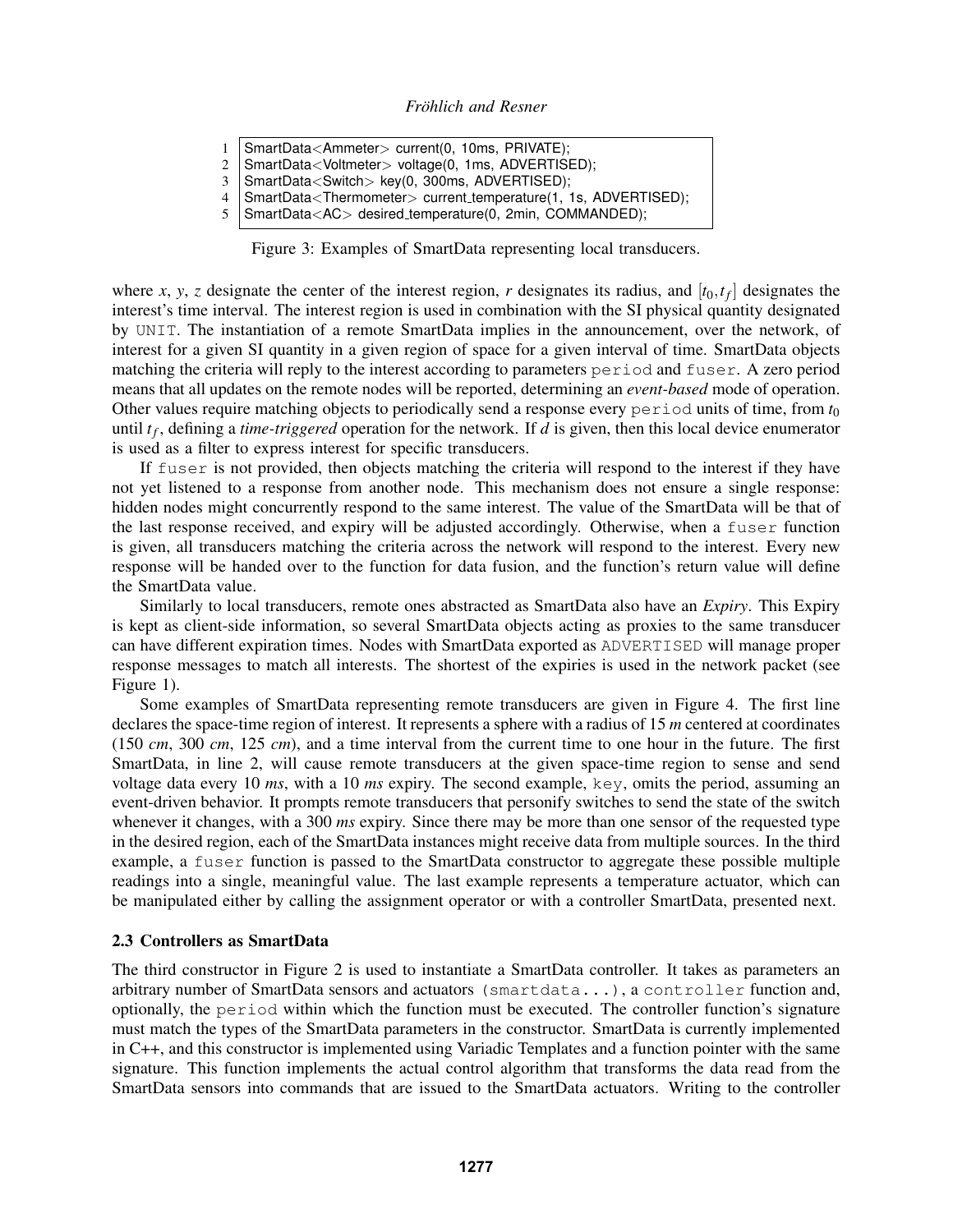```
1  SmartData<Ammeter> current(0, 10ms, PRIVATE);
2  SmartData<Voltmeter> voltage(0, 1ms, ADVERTISED);
3  SmartData<Switch> key(0, 300ms, ADVERTISED);
4  SmartData<Thermometer> current_temperature(1, 1s, ADVERTISED);
5  SmartData<AC> desired_temperature(0, 2min, COMMANDED);
```

Figure 3: Examples of SmartData representing local transducers.

where $x$, $y$, $z$ designate the center of the interest region, $r$ designates its radius, and $[t_0, t_f]$ designates the interest's time interval. The interest region is used in combination with the SI physical quantity designated by `UNIT`. The instantiation of a remote SmartData implies in the announcement, over the network, of interest for a given SI quantity in a given region of space for a given interval of time. SmartData objects matching the criteria will reply to the interest according to parameters `period` and `fuser`. A zero period means that all updates on the remote nodes will be reported, determining an *event-based* mode of operation. Other values require matching objects to periodically send a response every `period` units of time, from $t_0$ until $t_f$, defining a *time-triggered* operation for the network. If $d$ is given, then this local device enumerator is used as a filter to express interest for specific transducers.

If `fuser` is not provided, then objects matching the criteria will respond to the interest if they have not yet listened to a response from another node. This mechanism does not ensure a single response: hidden nodes might concurrently respond to the same interest. The value of the SmartData will be that of the last response received, and expiry will be adjusted accordingly. Otherwise, when a `fuser` function is given, all transducers matching the criteria across the network will respond to the interest. Every new response will be handed over to the function for data fusion, and the function's return value will define the SmartData value.

Similarly to local transducers, remote ones abstracted as SmartData also have an *Expiry*. This Expiry is kept as client-side information, so several SmartData objects acting as proxies to the same transducer can have different expiration times. Nodes with SmartData exported as `ADVERTISED` will manage proper response messages to match all interests. The shortest of the expiries is used in the network packet (see Figure 1).

Some examples of SmartData representing remote transducers are given in Figure 4. The first line declares the space-time region of interest. It represents a sphere with a radius of 15 *m* centered at coordinates (150 *cm*, 300 *cm*, 125 *cm*), and a time interval from the current time to one hour in the future. The first SmartData, in line 2, will cause remote transducers at the given space-time region to sense and send voltage data every 10 *ms*, with a 10 *ms* expiry. The second example, `key`, omits the period, assuming an event-driven behavior. It prompts remote transducers that personify switches to send the state of the switch whenever it changes, with a 300 *ms* expiry. Since there may be more than one sensor of the requested type in the desired region, each of the SmartData instances might receive data from multiple sources. In the third example, a `fuser` function is passed to the SmartData constructor to aggregate these possible multiple readings into a single, meaningful value. The last example represents a temperature actuator, which can be manipulated either by calling the assignment operator or with a controller SmartData, presented next.

### 2.3 Controllers as SmartData

The third constructor in Figure 2 is used to instantiate a SmartData controller. It takes as parameters an arbitrary number of SmartData sensors and actuators `(smartdata...)`, a `controller` function and, optionally, the `period` within which the function must be executed. The controller function's signature must match the types of the SmartData parameters in the constructor. SmartData is currently implemented in C++, and this constructor is implemented using Variadic Templates and a function pointer with the same signature. This function implements the actual control algorithm that transforms the data read from the SmartData sensors into commands that are issued to the SmartData actuators. Writing to the controller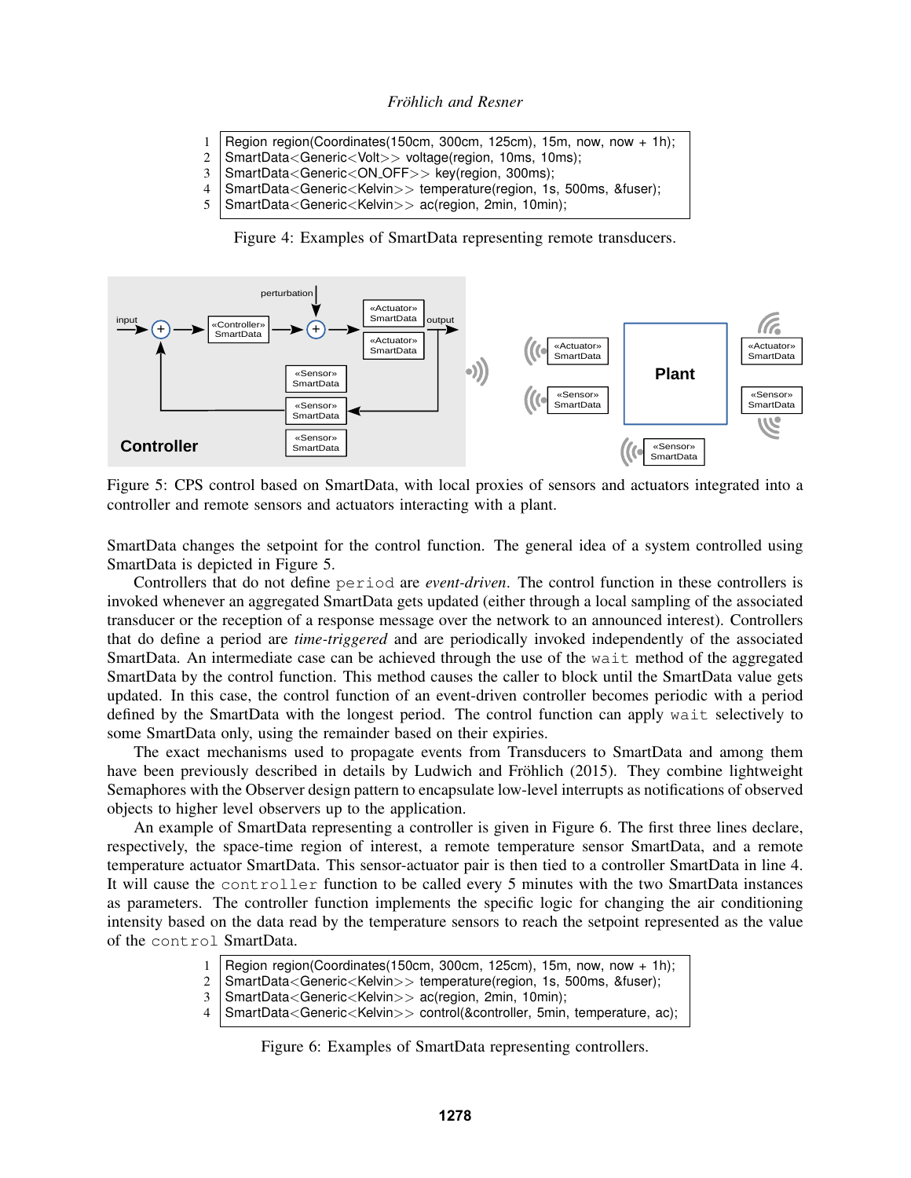```
1 Region region(Coordinates(150cm, 300cm, 125cm), 15m, now, now + 1h);
2 SmartData<Generic<Volt>> voltage(region, 10ms, 10ms);
3 SmartData<Generic<ON_OFF>> key(region, 300ms);
4 SmartData<Generic<Kelvin>> temperature(region, 1s, 500ms, &fuser);
5 SmartData<Generic<Kelvin>> ac(region, 2min, 10min);
```

Figure 4: Examples of SmartData representing remote transducers.

Figure 5: CPS control based on SmartData, with local proxies of sensors and actuators integrated into a controller and remote sensors and actuators interacting with a plant.

SmartData changes the setpoint for the control function. The general idea of a system controlled using SmartData is depicted in Figure 5.

Controllers that do not define `period` are *event-driven*. The control function in these controllers is invoked whenever an aggregated SmartData gets updated (either through a local sampling of the associated transducer or the reception of a response message over the network to an announced interest). Controllers that do define a period are *time-triggered* and are periodically invoked independently of the associated SmartData. An intermediate case can be achieved through the use of the `wait` method of the aggregated SmartData by the control function. This method causes the caller to block until the SmartData value gets updated. In this case, the control function of an event-driven controller becomes periodic with a period defined by the SmartData with the longest period. The control function can apply `wait` selectively to some SmartData only, using the remainder based on their expiries.

The exact mechanisms used to propagate events from Transducers to SmartData and among them have been previously described in details by Ludwich and Fröhlich (2015). They combine lightweight Semaphores with the Observer design pattern to encapsulate low-level interrupts as notifications of observed objects to higher level observers up to the application.

An example of SmartData representing a controller is given in Figure 6. The first three lines declare, respectively, the space-time region of interest, a remote temperature sensor SmartData, and a remote temperature actuator SmartData. This sensor-actuator pair is then tied to a controller SmartData in line 4. It will cause the `controller` function to be called every 5 minutes with the two SmartData instances as parameters. The controller function implements the specific logic for changing the air conditioning intensity based on the data read by the temperature sensors to reach the setpoint represented as the value of the `control` SmartData.

```
1 Region region(Coordinates(150cm, 300cm, 125cm), 15m, now, now + 1h);
2 SmartData<Generic<Kelvin>> temperature(region, 1s, 500ms, &fuser);
3 SmartData<Generic<Kelvin>> ac(region, 2min, 10min);
4 SmartData<Generic<Kelvin>> control(&controller, 5min, temperature, ac);
```

Figure 6: Examples of SmartData representing controllers.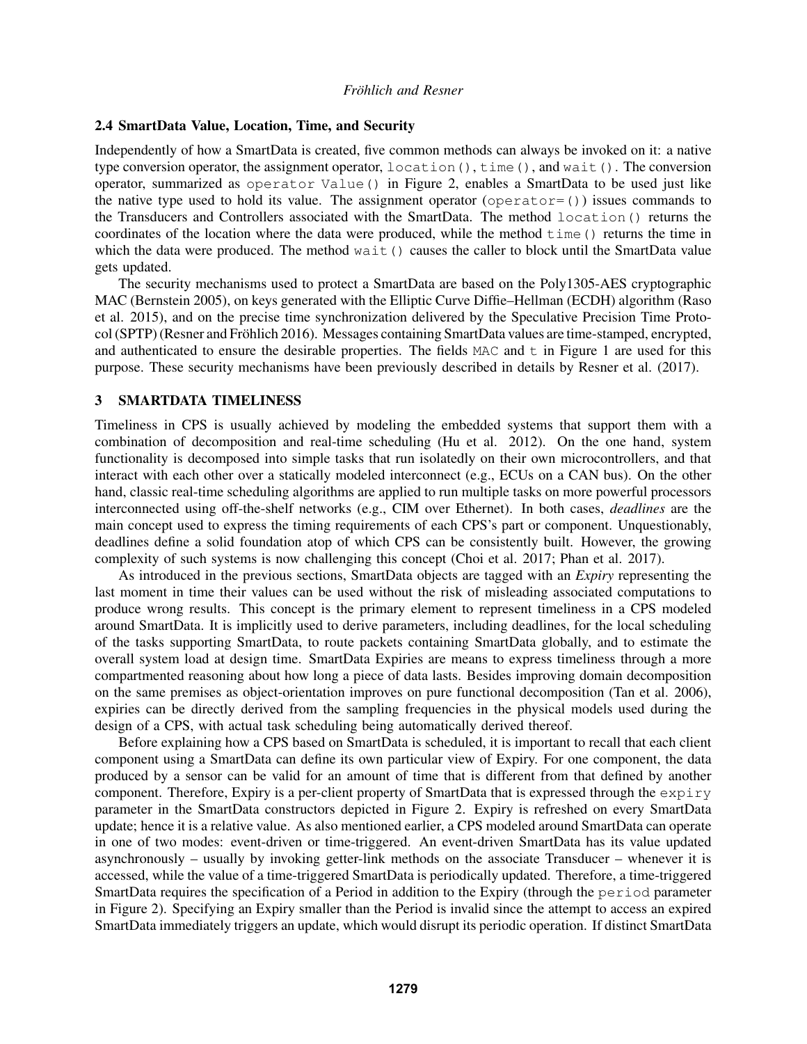### 2.4 SmartData Value, Location, Time, and Security

Independently of how a SmartData is created, five common methods can always be invoked on it: a native type conversion operator, the assignment operator, `location()`, `time()`, and `wait()`. The conversion operator, summarized as `operator Value()` in Figure 2, enables a SmartData to be used just like the native type used to hold its value. The assignment operator (`operator=()`) issues commands to the Transducers and Controllers associated with the SmartData. The method `location()` returns the coordinates of the location where the data were produced, while the method `time()` returns the time in which the data were produced. The method `wait()` causes the caller to block until the SmartData value gets updated.

The security mechanisms used to protect a SmartData are based on the Poly1305-AES cryptographic MAC (Bernstein 2005), on keys generated with the Elliptic Curve Diffie–Hellman (ECDH) algorithm (Raso et al. 2015), and on the precise time synchronization delivered by the Speculative Precision Time Protocol (SPTP) (Resner and Fröhlich 2016). Messages containing SmartData values are time-stamped, encrypted, and authenticated to ensure the desirable properties. The fields `MAC` and `t` in Figure 1 are used for this purpose. These security mechanisms have been previously described in details by Resner et al. (2017).

## 3 SMARTDATA TIMELINESS

Timeliness in CPS is usually achieved by modeling the embedded systems that support them with a combination of decomposition and real-time scheduling (Hu et al. 2012). On the one hand, system functionality is decomposed into simple tasks that run isolatedly on their own microcontrollers, and that interact with each other over a statically modeled interconnect (e.g., ECUs on a CAN bus). On the other hand, classic real-time scheduling algorithms are applied to run multiple tasks on more powerful processors interconnected using off-the-shelf networks (e.g., CIM over Ethernet). In both cases, *deadlines* are the main concept used to express the timing requirements of each CPS's part or component. Unquestionably, deadlines define a solid foundation atop of which CPS can be consistently built. However, the growing complexity of such systems is now challenging this concept (Choi et al. 2017; Phan et al. 2017).

As introduced in the previous sections, SmartData objects are tagged with an *Expiry* representing the last moment in time their values can be used without the risk of misleading associated computations to produce wrong results. This concept is the primary element to represent timeliness in a CPS modeled around SmartData. It is implicitly used to derive parameters, including deadlines, for the local scheduling of the tasks supporting SmartData, to route packets containing SmartData globally, and to estimate the overall system load at design time. SmartData Expiries are means to express timeliness through a more compartmented reasoning about how long a piece of data lasts. Besides improving domain decomposition on the same premises as object-orientation improves on pure functional decomposition (Tan et al. 2006), expiries can be directly derived from the sampling frequencies in the physical models used during the design of a CPS, with actual task scheduling being automatically derived thereof.

Before explaining how a CPS based on SmartData is scheduled, it is important to recall that each client component using a SmartData can define its own particular view of Expiry. For one component, the data produced by a sensor can be valid for an amount of time that is different from that defined by another component. Therefore, Expiry is a per-client property of SmartData that is expressed through the `expiry` parameter in the SmartData constructors depicted in Figure 2. Expiry is refreshed on every SmartData update; hence it is a relative value. As also mentioned earlier, a CPS modeled around SmartData can operate in one of two modes: event-driven or time-triggered. An event-driven SmartData has its value updated asynchronously – usually by invoking getter-link methods on the associate Transducer – whenever it is accessed, while the value of a time-triggered SmartData is periodically updated. Therefore, a time-triggered SmartData requires the specification of a Period in addition to the Expiry (through the `period` parameter in Figure 2). Specifying an Expiry smaller than the Period is invalid since the attempt to access an expired SmartData immediately triggers an update, which would disrupt its periodic operation. If distinct SmartData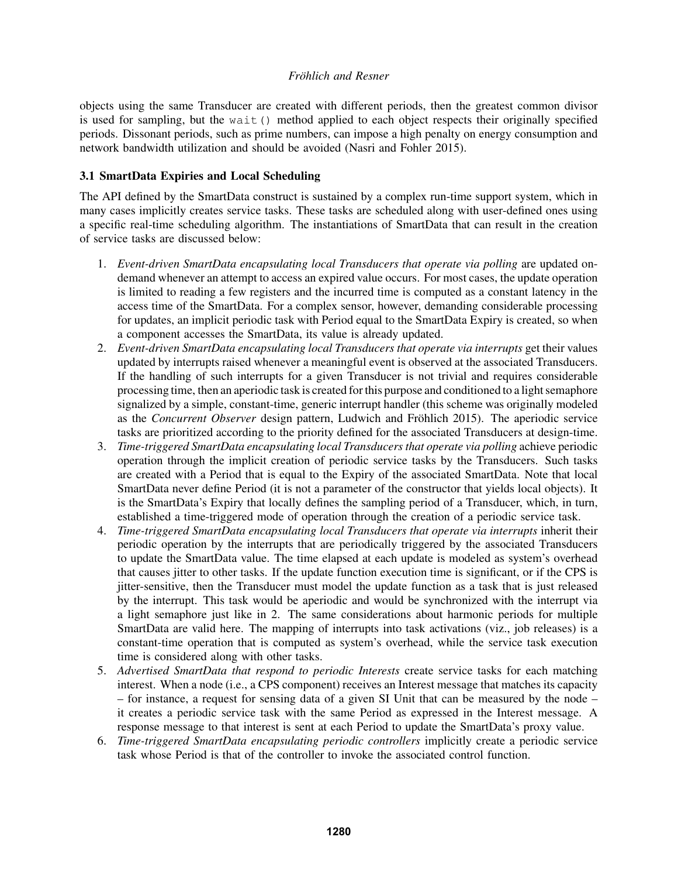objects using the same Transducer are created with different periods, then the greatest common divisor is used for sampling, but the `wait()` method applied to each object respects their originally specified periods. Dissonant periods, such as prime numbers, can impose a high penalty on energy consumption and network bandwidth utilization and should be avoided (Nasri and Fohler 2015).

### 3.1 SmartData Expiries and Local Scheduling

The API defined by the SmartData construct is sustained by a complex run-time support system, which in many cases implicitly creates service tasks. These tasks are scheduled along with user-defined ones using a specific real-time scheduling algorithm. The instantiations of SmartData that can result in the creation of service tasks are discussed below:

1. *Event-driven SmartData encapsulating local Transducers that operate via polling* are updated on-demand whenever an attempt to access an expired value occurs. For most cases, the update operation is limited to reading a few registers and the incurred time is computed as a constant latency in the access time of the SmartData. For a complex sensor, however, demanding considerable processing for updates, an implicit periodic task with Period equal to the SmartData Expiry is created, so when a component accesses the SmartData, its value is already updated.
2. *Event-driven SmartData encapsulating local Transducers that operate via interrupts* get their values updated by interrupts raised whenever a meaningful event is observed at the associated Transducers. If the handling of such interrupts for a given Transducer is not trivial and requires considerable processing time, then an aperiodic task is created for this purpose and conditioned to a light semaphore signalized by a simple, constant-time, generic interrupt handler (this scheme was originally modeled as the *Concurrent Observer* design pattern, Ludwich and Fröhlich 2015). The aperiodic service tasks are prioritized according to the priority defined for the associated Transducers at design-time.
3. *Time-triggered SmartData encapsulating local Transducers that operate via polling* achieve periodic operation through the implicit creation of periodic service tasks by the Transducers. Such tasks are created with a Period that is equal to the Expiry of the associated SmartData. Note that local SmartData never define Period (it is not a parameter of the constructor that yields local objects). It is the SmartData's Expiry that locally defines the sampling period of a Transducer, which, in turn, established a time-triggered mode of operation through the creation of a periodic service task.
4. *Time-triggered SmartData encapsulating local Transducers that operate via interrupts* inherit their periodic operation by the interrupts that are periodically triggered by the associated Transducers to update the SmartData value. The time elapsed at each update is modeled as system's overhead that causes jitter to other tasks. If the update function execution time is significant, or if the CPS is jitter-sensitive, then the Transducer must model the update function as a task that is just released by the interrupt. This task would be aperiodic and would be synchronized with the interrupt via a light semaphore just like in 2. The same considerations about harmonic periods for multiple SmartData are valid here. The mapping of interrupts into task activations (viz., job releases) is a constant-time operation that is computed as system's overhead, while the service task execution time is considered along with other tasks.
5. *Advertised SmartData that respond to periodic Interests* create service tasks for each matching interest. When a node (i.e., a CPS component) receives an Interest message that matches its capacity – for instance, a request for sensing data of a given SI Unit that can be measured by the node – it creates a periodic service task with the same Period as expressed in the Interest message. A response message to that interest is sent at each Period to update the SmartData's proxy value.
6. *Time-triggered SmartData encapsulating periodic controllers* implicitly create a periodic service task whose Period is that of the controller to invoke the associated control function.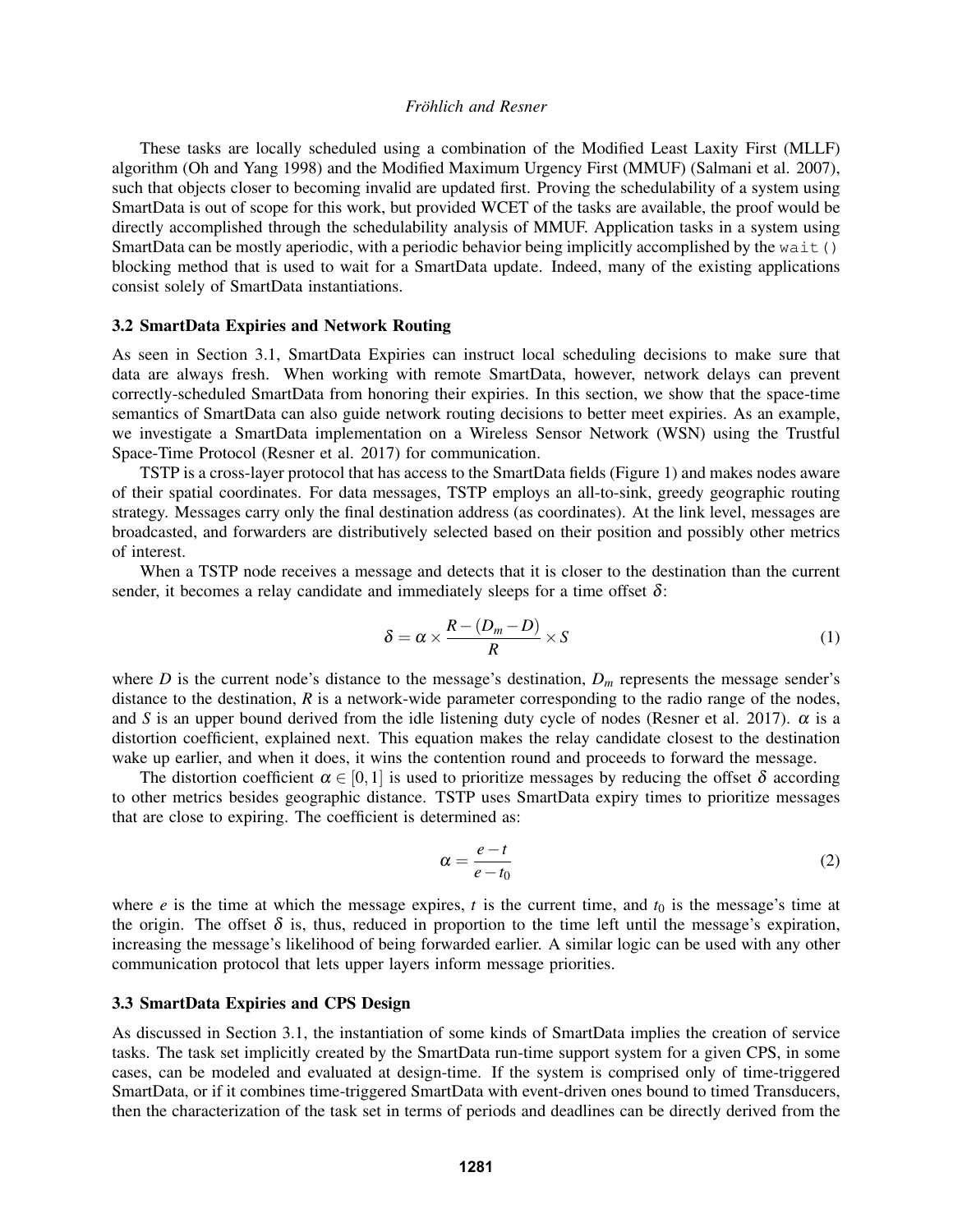These tasks are locally scheduled using a combination of the Modified Least Laxity First (MLLF) algorithm (Oh and Yang 1998) and the Modified Maximum Urgency First (MMUF) (Salmani et al. 2007), such that objects closer to becoming invalid are updated first. Proving the schedulability of a system using SmartData is out of scope for this work, but provided WCET of the tasks are available, the proof would be directly accomplished through the schedulability analysis of MMUF. Application tasks in a system using SmartData can be mostly aperiodic, with a periodic behavior being implicitly accomplished by the `wait()` blocking method that is used to wait for a SmartData update. Indeed, many of the existing applications consist solely of SmartData instantiations.

### 3.2 SmartData Expiries and Network Routing

As seen in Section 3.1, SmartData Expiries can instruct local scheduling decisions to make sure that data are always fresh. When working with remote SmartData, however, network delays can prevent correctly-scheduled SmartData from honoring their expiries. In this section, we show that the space-time semantics of SmartData can also guide network routing decisions to better meet expiries. As an example, we investigate a SmartData implementation on a Wireless Sensor Network (WSN) using the Trustful Space-Time Protocol (Resner et al. 2017) for communication.

TSTP is a cross-layer protocol that has access to the SmartData fields (Figure 1) and makes nodes aware of their spatial coordinates. For data messages, TSTP employs an all-to-sink, greedy geographic routing strategy. Messages carry only the final destination address (as coordinates). At the link level, messages are broadcasted, and forwarders are distributively selected based on their position and possibly other metrics of interest.

When a TSTP node receives a message and detects that it is closer to the destination than the current sender, it becomes a relay candidate and immediately sleeps for a time offset $\delta$:

$$\delta = \alpha \times \frac{R - (D_m - D)}{R} \times S \tag{1}$$

where $D$ is the current node's distance to the message's destination, $D_m$ represents the message sender's distance to the destination, $R$ is a network-wide parameter corresponding to the radio range of the nodes, and $S$ is an upper bound derived from the idle listening duty cycle of nodes (Resner et al. 2017). $\alpha$ is a distortion coefficient, explained next. This equation makes the relay candidate closest to the destination wake up earlier, and when it does, it wins the contention round and proceeds to forward the message.

The distortion coefficient $\alpha \in [0,1]$ is used to prioritize messages by reducing the offset $\delta$ according to other metrics besides geographic distance. TSTP uses SmartData expiry times to prioritize messages that are close to expiring. The coefficient is determined as:

$$\alpha = \frac{e - t}{e - t_0} \tag{2}$$

where $e$ is the time at which the message expires, $t$ is the current time, and $t_0$ is the message's time at the origin. The offset $\delta$ is, thus, reduced in proportion to the time left until the message's expiration, increasing the message's likelihood of being forwarded earlier. A similar logic can be used with any other communication protocol that lets upper layers inform message priorities.

### 3.3 SmartData Expiries and CPS Design

As discussed in Section 3.1, the instantiation of some kinds of SmartData implies the creation of service tasks. The task set implicitly created by the SmartData run-time support system for a given CPS, in some cases, can be modeled and evaluated at design-time. If the system is comprised only of time-triggered SmartData, or if it combines time-triggered SmartData with event-driven ones bound to timed Transducers, then the characterization of the task set in terms of periods and deadlines can be directly derived from the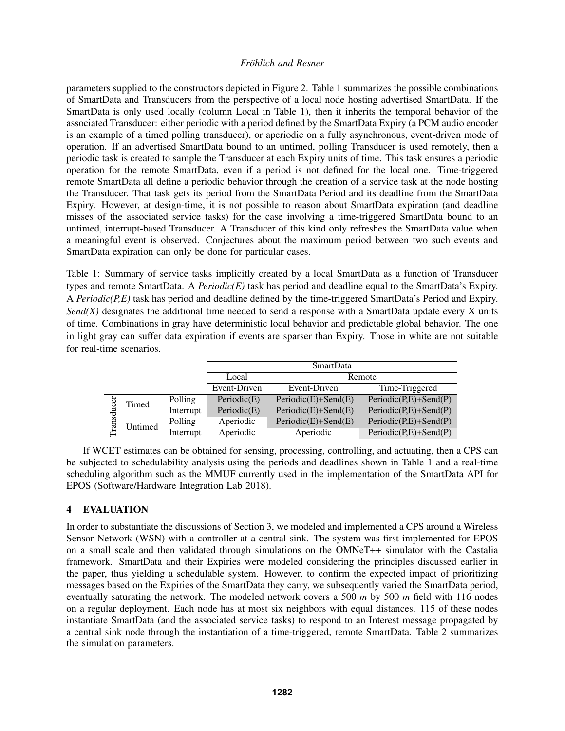parameters supplied to the constructors depicted in Figure 2. Table 1 summarizes the possible combinations of SmartData and Transducers from the perspective of a local node hosting advertised SmartData. If the SmartData is only used locally (column Local in Table 1), then it inherits the temporal behavior of the associated Transducer: either periodic with a period defined by the SmartData Expiry (a PCM audio encoder is an example of a timed polling transducer), or aperiodic on a fully asynchronous, event-driven mode of operation. If an advertised SmartData bound to an untimed, polling Transducer is used remotely, then a periodic task is created to sample the Transducer at each Expiry units of time. This task ensures a periodic operation for the remote SmartData, even if a period is not defined for the local one. Time-triggered remote SmartData all define a periodic behavior through the creation of a service task at the node hosting the Transducer. That task gets its period from the SmartData Period and its deadline from the SmartData Expiry. However, at design-time, it is not possible to reason about SmartData expiration (and deadline misses of the associated service tasks) for the case involving a time-triggered SmartData bound to an untimed, interrupt-based Transducer. A Transducer of this kind only refreshes the SmartData value when a meaningful event is observed. Conjectures about the maximum period between two such events and SmartData expiration can only be done for particular cases.

Table 1: Summary of service tasks implicitly created by a local SmartData as a function of Transducer types and remote SmartData. A *Periodic(E)* task has period and deadline equal to the SmartData's Expiry. A *Periodic(P,E)* task has period and deadline defined by the time-triggered SmartData's Period and Expiry. *Send(X)* designates the additional time needed to send a response with a SmartData update every X units of time. Combinations in gray have deterministic local behavior and predictable global behavior. The one in light gray can suffer data expiration if events are sparser than Expiry. Those in white are not suitable for real-time scenarios.

| | | | SmartData | | |
|---|---|---|---|---|---|
| | | | Local | Remote | |
| | | | Event-Driven | Event-Driven | Time-Triggered |
| Transducer | Timed | Polling | Periodic(E) | Periodic(E)+Send(E) | Periodic(P,E)+Send(P) |
| | | Interrupt | Periodic(E) | Periodic(E)+Send(E) | Periodic(P,E)+Send(P) |
| | Untimed | Polling | Aperiodic | Periodic(E)+Send(E) | Periodic(P,E)+Send(P) |
| | | Interrupt | Aperiodic | Aperiodic | Periodic(P,E)+Send(P) |

If WCET estimates can be obtained for sensing, processing, controlling, and actuating, then a CPS can be subjected to schedulability analysis using the periods and deadlines shown in Table 1 and a real-time scheduling algorithm such as the MMUF currently used in the implementation of the SmartData API for EPOS (Software/Hardware Integration Lab 2018).

## 4 EVALUATION

In order to substantiate the discussions of Section 3, we modeled and implemented a CPS around a Wireless Sensor Network (WSN) with a controller at a central sink. The system was first implemented for EPOS on a small scale and then validated through simulations on the OMNeT++ simulator with the Castalia framework. SmartData and their Expiries were modeled considering the principles discussed earlier in the paper, thus yielding a schedulable system. However, to confirm the expected impact of prioritizing messages based on the Expiries of the SmartData they carry, we subsequently varied the SmartData period, eventually saturating the network. The modeled network covers a 500 *m* by 500 *m* field with 116 nodes on a regular deployment. Each node has at most six neighbors with equal distances. 115 of these nodes instantiate SmartData (and the associated service tasks) to respond to an Interest message propagated by a central sink node through the instantiation of a time-triggered, remote SmartData. Table 2 summarizes the simulation parameters.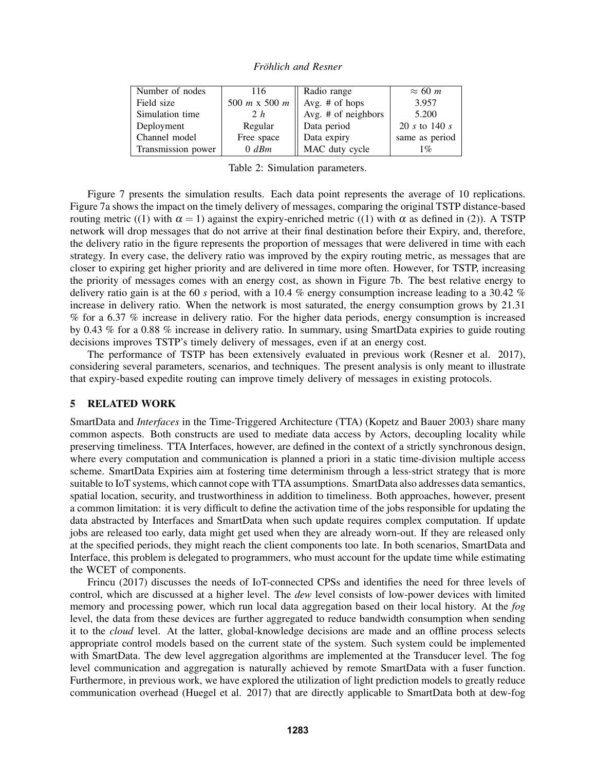| Number of nodes | 116 | Radio range | $\approx 60\ m$ |
|---|---|---|---|
| Field size | $500\ m$ x $500\ m$ | Avg. # of hops | 3.957 |
| Simulation time | $2\ h$ | Avg. # of neighbors | 5.200 |
| Deployment | Regular | Data period | $20\ s$ to $140\ s$ |
| Channel model | Free space | Data expiry | same as period |
| Transmission power | $0\ dBm$ | MAC duty cycle | 1% |

Table 2: Simulation parameters.

Figure 7 presents the simulation results. Each data point represents the average of 10 replications. Figure 7a shows the impact on the timely delivery of messages, comparing the original TSTP distance-based routing metric ((1) with $\alpha = 1$) against the expiry-enriched metric ((1) with $\alpha$ as defined in (2)). A TSTP network will drop messages that do not arrive at their final destination before their Expiry, and, therefore, the delivery ratio in the figure represents the proportion of messages that were delivered in time with each strategy. In every case, the delivery ratio was improved by the expiry routing metric, as messages that are closer to expiring get higher priority and are delivered in time more often. However, for TSTP, increasing the priority of messages comes with an energy cost, as shown in Figure 7b. The best relative energy to delivery ratio gain is at the 60 $s$ period, with a 10.4 % energy consumption increase leading to a 30.42 % increase in delivery ratio. When the network is most saturated, the energy consumption grows by 21.31 % for a 6.37 % increase in delivery ratio. For the higher data periods, energy consumption is increased by 0.43 % for a 0.88 % increase in delivery ratio. In summary, using SmartData expiries to guide routing decisions improves TSTP's timely delivery of messages, even if at an energy cost.

The performance of TSTP has been extensively evaluated in previous work (Resner et al. 2017), considering several parameters, scenarios, and techniques. The present analysis is only meant to illustrate that expiry-based expedite routing can improve timely delivery of messages in existing protocols.

## 5 RELATED WORK

SmartData and *Interfaces* in the Time-Triggered Architecture (TTA) (Kopetz and Bauer 2003) share many common aspects. Both constructs are used to mediate data access by Actors, decoupling locality while preserving timeliness. TTA Interfaces, however, are defined in the context of a strictly synchronous design, where every computation and communication is planned a priori in a static time-division multiple access scheme. SmartData Expiries aim at fostering time determinism through a less-strict strategy that is more suitable to IoT systems, which cannot cope with TTA assumptions. SmartData also addresses data semantics, spatial location, security, and trustworthiness in addition to timeliness. Both approaches, however, present a common limitation: it is very difficult to define the activation time of the jobs responsible for updating the data abstracted by Interfaces and SmartData when such update requires complex computation. If update jobs are released too early, data might get used when they are already worn-out. If they are released only at the specified periods, they might reach the client components too late. In both scenarios, SmartData and Interface, this problem is delegated to programmers, who must account for the update time while estimating the WCET of components.

Frincu (2017) discusses the needs of IoT-connected CPSs and identifies the need for three levels of control, which are discussed at a higher level. The *dew* level consists of low-power devices with limited memory and processing power, which run local data aggregation based on their local history. At the *fog* level, the data from these devices are further aggregated to reduce bandwidth consumption when sending it to the *cloud* level. At the latter, global-knowledge decisions are made and an offline process selects appropriate control models based on the current state of the system. Such system could be implemented with SmartData. The dew level aggregation algorithms are implemented at the Transducer level. The fog level communication and aggregation is naturally achieved by remote SmartData with a fuser function. Furthermore, in previous work, we have explored the utilization of light prediction models to greatly reduce communication overhead (Huegel et al. 2017) that are directly applicable to SmartData both at dew-fog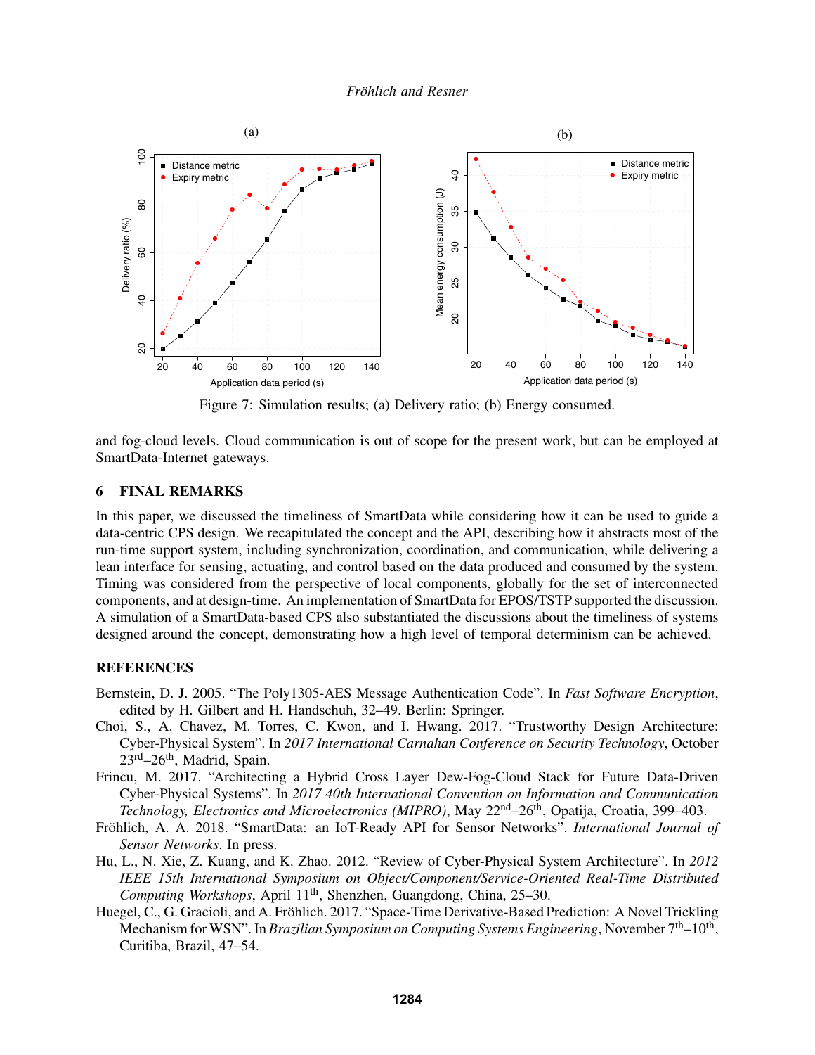Figure 7: Simulation results; (a) Delivery ratio; (b) Energy consumed.

and fog-cloud levels. Cloud communication is out of scope for the present work, but can be employed at SmartData-Internet gateways.

## 6 FINAL REMARKS

In this paper, we discussed the timeliness of SmartData while considering how it can be used to guide a data-centric CPS design. We recapitulated the concept and the API, describing how it abstracts most of the run-time support system, including synchronization, coordination, and communication, while delivering a lean interface for sensing, actuating, and control based on the data produced and consumed by the system. Timing was considered from the perspective of local components, globally for the set of interconnected components, and at design-time. An implementation of SmartData for EPOS/TSTP supported the discussion. A simulation of a SmartData-based CPS also substantiated the discussions about the timeliness of systems designed around the concept, demonstrating how a high level of temporal determinism can be achieved.

## REFERENCES

Bernstein, D. J. 2005. "The Poly1305-AES Message Authentication Code". In *Fast Software Encryption*, edited by H. Gilbert and H. Handschuh, 32–49. Berlin: Springer.

Choi, S., A. Chavez, M. Torres, C. Kwon, and I. Hwang. 2017. "Trustworthy Design Architecture: Cyber-Physical System". In *2017 International Carnahan Conference on Security Technology*, October 23rd–26th, Madrid, Spain.

Frincu, M. 2017. "Architecting a Hybrid Cross Layer Dew-Fog-Cloud Stack for Future Data-Driven Cyber-Physical Systems". In *2017 40th International Convention on Information and Communication Technology, Electronics and Microelectronics (MIPRO)*, May 22nd–26th, Opatija, Croatia, 399–403.

Fröhlich, A. A. 2018. "SmartData: an IoT-Ready API for Sensor Networks". *International Journal of Sensor Networks*. In press.

Hu, L., N. Xie, Z. Kuang, and K. Zhao. 2012. "Review of Cyber-Physical System Architecture". In *2012 IEEE 15th International Symposium on Object/Component/Service-Oriented Real-Time Distributed Computing Workshops*, April 11th, Shenzhen, Guangdong, China, 25–30.

Huegel, C., G. Gracioli, and A. Fröhlich. 2017. "Space-Time Derivative-Based Prediction: A Novel Trickling Mechanism for WSN". In *Brazilian Symposium on Computing Systems Engineering*, November 7th–10th, Curitiba, Brazil, 47–54.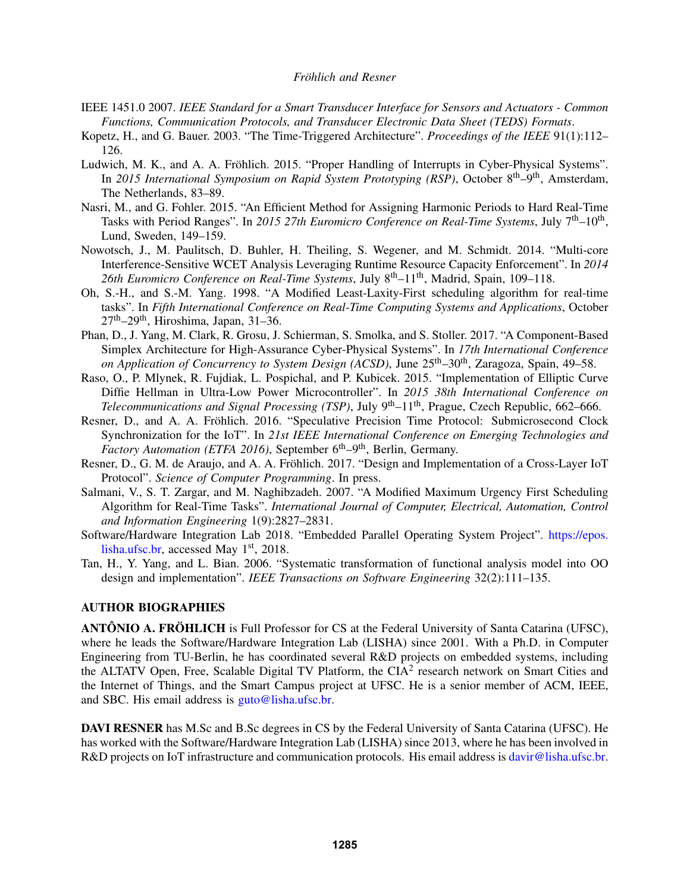IEEE 1451.0 2007. *IEEE Standard for a Smart Transducer Interface for Sensors and Actuators - Common Functions, Communication Protocols, and Transducer Electronic Data Sheet (TEDS) Formats*.

Kopetz, H., and G. Bauer. 2003. "The Time-Triggered Architecture". *Proceedings of the IEEE* 91(1):112–126.

Ludwich, M. K., and A. A. Fröhlich. 2015. "Proper Handling of Interrupts in Cyber-Physical Systems". In *2015 International Symposium on Rapid System Prototyping (RSP)*, October 8th–9th, Amsterdam, The Netherlands, 83–89.

Nasri, M., and G. Fohler. 2015. "An Efficient Method for Assigning Harmonic Periods to Hard Real-Time Tasks with Period Ranges". In *2015 27th Euromicro Conference on Real-Time Systems*, July 7th–10th, Lund, Sweden, 149–159.

Nowotsch, J., M. Paulitsch, D. Buhler, H. Theiling, S. Wegener, and M. Schmidt. 2014. "Multi-core Interference-Sensitive WCET Analysis Leveraging Runtime Resource Capacity Enforcement". In *2014 26th Euromicro Conference on Real-Time Systems*, July 8th–11th, Madrid, Spain, 109–118.

Oh, S.-H., and S.-M. Yang. 1998. "A Modified Least-Laxity-First scheduling algorithm for real-time tasks". In *Fifth International Conference on Real-Time Computing Systems and Applications*, October 27th–29th, Hiroshima, Japan, 31–36.

Phan, D., J. Yang, M. Clark, R. Grosu, J. Schierman, S. Smolka, and S. Stoller. 2017. "A Component-Based Simplex Architecture for High-Assurance Cyber-Physical Systems". In *17th International Conference on Application of Concurrency to System Design (ACSD)*, June 25th–30th, Zaragoza, Spain, 49–58.

Raso, O., P. Mlynek, R. Fujdiak, L. Pospichal, and P. Kubicek. 2015. "Implementation of Elliptic Curve Diffie Hellman in Ultra-Low Power Microcontroller". In *2015 38th International Conference on Telecommunications and Signal Processing (TSP)*, July 9th–11th, Prague, Czech Republic, 662–666.

Resner, D., and A. A. Fröhlich. 2016. "Speculative Precision Time Protocol: Submicrosecond Clock Synchronization for the IoT". In *21st IEEE International Conference on Emerging Technologies and Factory Automation (ETFA 2016)*, September 6th–9th, Berlin, Germany.

Resner, D., G. M. de Araujo, and A. A. Fröhlich. 2017. "Design and Implementation of a Cross-Layer IoT Protocol". *Science of Computer Programming*. In press.

Salmani, V., S. T. Zargar, and M. Naghibzadeh. 2007. "A Modified Maximum Urgency First Scheduling Algorithm for Real-Time Tasks". *International Journal of Computer, Electrical, Automation, Control and Information Engineering* 1(9):2827–2831.

Software/Hardware Integration Lab 2018. "Embedded Parallel Operating System Project". https://epos.lisha.ufsc.br, accessed May 1st, 2018.

Tan, H., Y. Yang, and L. Bian. 2006. "Systematic transformation of functional analysis model into OO design and implementation". *IEEE Transactions on Software Engineering* 32(2):111–135.

## AUTHOR BIOGRAPHIES

**ANTÔNIO A. FRÖHLICH** is Full Professor for CS at the Federal University of Santa Catarina (UFSC), where he leads the Software/Hardware Integration Lab (LISHA) since 2001. With a Ph.D. in Computer Engineering from TU-Berlin, he has coordinated several R&D projects on embedded systems, including the ALTATV Open, Free, Scalable Digital TV Platform, the CIA$^2$ research network on Smart Cities and the Internet of Things, and the Smart Campus project at UFSC. He is a senior member of ACM, IEEE, and SBC. His email address is guto@lisha.ufsc.br.

**DAVI RESNER** has M.Sc and B.Sc degrees in CS by the Federal University of Santa Catarina (UFSC). He has worked with the Software/Hardware Integration Lab (LISHA) since 2013, where he has been involved in R&D projects on IoT infrastructure and communication protocols. His email address is davir@lisha.ufsc.br.